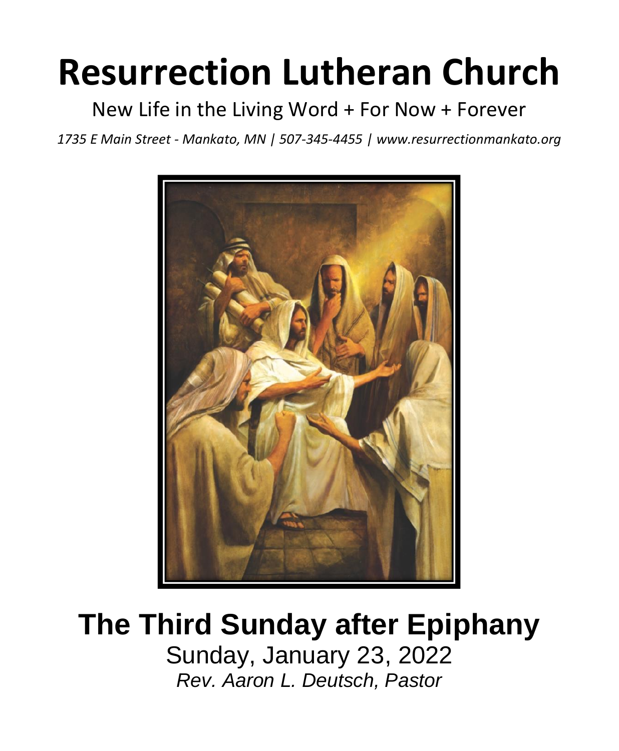# Resurrection Lutheran Church

New Life in the Living Word + For Now + Forever

*1735 E Main Street - Mankato, MN | 507-345-4455 | www.resurrectionmankato.org*

# The Third Sunday after Epiphany

Sunday, January 23, 2022

*Rev. Aaron L. Deutsch, Pastor*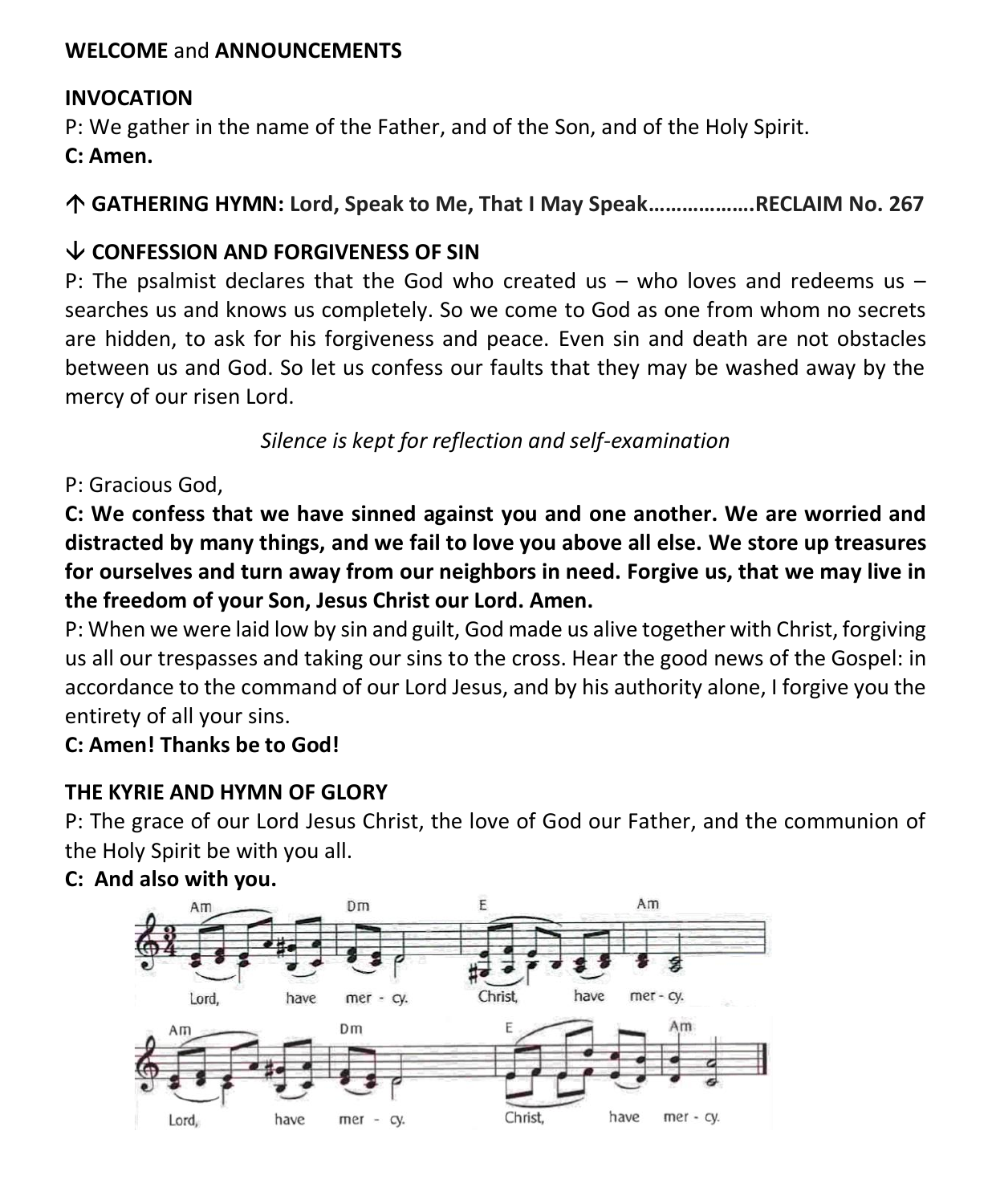**WELCOME** and **ANNOUNCEMENTS**

**INVOCATION**

P: We gather in the name of the Father, and of the Son, and of the Holy Spirit.

**C: Amen.**

**↑ GATHERING HYMN: Lord, Speak to Me, That I May Speak……………….RECLAIM No. 267**

**↓ CONFESSION AND FORGIVENESS OF SIN**

P: The psalmist declares that the God who created us – who loves and redeems us – searches us and knows us completely. So we come to God as one from whom no secrets are hidden, to ask for his forgiveness and peace. Even sin and death are not obstacles between us and God. So let us confess our faults that they may be washed away by the mercy of our risen Lord.

*Silence is kept for reflection and self-examination*

P: Gracious God,

**C: We confess that we have sinned against you and one another. We are worried and distracted by many things, and we fail to love you above all else. We store up treasures for ourselves and turn away from our neighbors in need. Forgive us, that we may live in the freedom of your Son, Jesus Christ our Lord. Amen.**

P: When we were laid low by sin and guilt, God made us alive together with Christ, forgiving us all our trespasses and taking our sins to the cross. Hear the good news of the Gospel: in accordance to the command of our Lord Jesus, and by his authority alone, I forgive you the entirety of all your sins.

**C: Amen! Thanks be to God!**

**THE KYRIE AND HYMN OF GLORY**

P: The grace of our Lord Jesus Christ, the love of God our Father, and the communion of the Holy Spirit be with you all.

**C: And also with you.**

Am Dm E Am
Lord, have mer - cy. Christ, have mer - cy.

Am Dm E Am
Lord, have mer - cy. Christ, have mer - cy.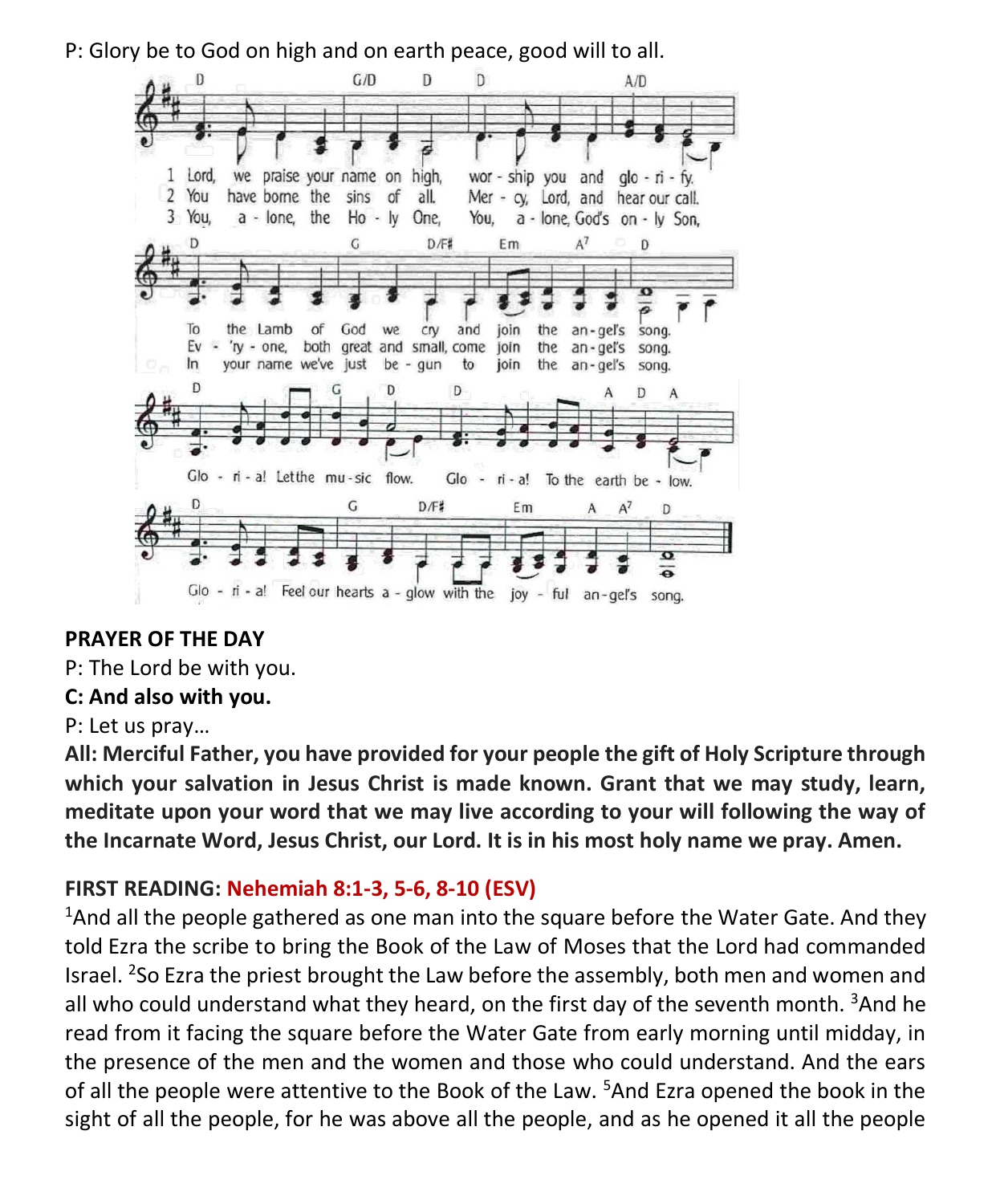P: Glory be to God on high and on earth peace, good will to all.

1 Lord, we praise your name on high, worship you and glorify. To the Lamb of God we cry and join the angel's song.

2 You have borne the sins of all. Mercy, Lord, and hear our call. Ev'ry-one, both great and small, come join the angel's song.

3 You, alone, the Holy One, You, alone, God's only Son, In your name we've just begun to join the angel's song.

Gloria! Let the music flow. Gloria! To the earth below. Gloria! Feel our hearts aglow with the joyful angel's song.

**PRAYER OF THE DAY**

P: The Lord be with you.

**C: And also with you.**

P: Let us pray…

**All: Merciful Father, you have provided for your people the gift of Holy Scripture through which your salvation in Jesus Christ is made known. Grant that we may study, learn, meditate upon your word that we may live according to your will following the way of the Incarnate Word, Jesus Christ, our Lord. It is in his most holy name we pray. Amen.**

**FIRST READING: Nehemiah 8:1-3, 5-6, 8-10 (ESV)**

[1]And all the people gathered as one man into the square before the Water Gate. And they told Ezra the scribe to bring the Book of the Law of Moses that the Lord had commanded Israel. [2]So Ezra the priest brought the Law before the assembly, both men and women and all who could understand what they heard, on the first day of the seventh month. [3]And he read from it facing the square before the Water Gate from early morning until midday, in the presence of the men and the women and those who could understand. And the ears of all the people were attentive to the Book of the Law. [5]And Ezra opened the book in the sight of all the people, for he was above all the people, and as he opened it all the people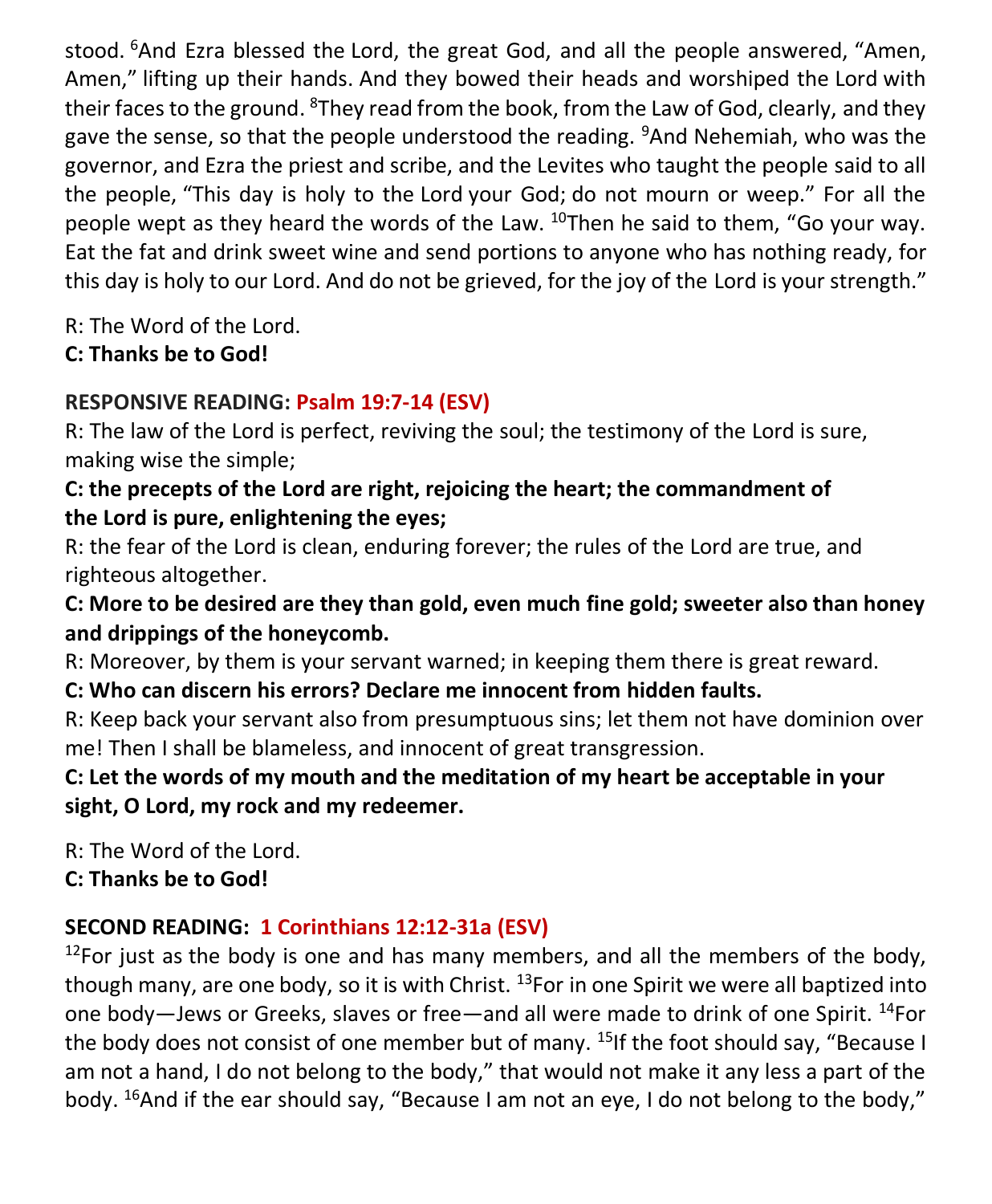stood. [6]And Ezra blessed the Lord, the great God, and all the people answered, "Amen, Amen," lifting up their hands. And they bowed their heads and worshiped the Lord with their faces to the ground. [8]They read from the book, from the Law of God, clearly, and they gave the sense, so that the people understood the reading. [9]And Nehemiah, who was the governor, and Ezra the priest and scribe, and the Levites who taught the people said to all the people, "This day is holy to the Lord your God; do not mourn or weep." For all the people wept as they heard the words of the Law. [10]Then he said to them, "Go your way. Eat the fat and drink sweet wine and send portions to anyone who has nothing ready, for this day is holy to our Lord. And do not be grieved, for the joy of the Lord is your strength."

R: The Word of the Lord.
**C: Thanks be to God!**

**RESPONSIVE READING: Psalm 19:7-14 (ESV)**

R: The law of the Lord is perfect, reviving the soul; the testimony of the Lord is sure, making wise the simple;

**C: the precepts of the Lord are right, rejoicing the heart; the commandment of the Lord is pure, enlightening the eyes;**

R: the fear of the Lord is clean, enduring forever; the rules of the Lord are true, and righteous altogether.

**C: More to be desired are they than gold, even much fine gold; sweeter also than honey and drippings of the honeycomb.**

R: Moreover, by them is your servant warned; in keeping them there is great reward.

**C: Who can discern his errors? Declare me innocent from hidden faults.**

R: Keep back your servant also from presumptuous sins; let them not have dominion over me! Then I shall be blameless, and innocent of great transgression.

**C: Let the words of my mouth and the meditation of my heart be acceptable in your sight, O Lord, my rock and my redeemer.**

R: The Word of the Lord.
**C: Thanks be to God!**

**SECOND READING: 1 Corinthians 12:12-31a (ESV)**

[12]For just as the body is one and has many members, and all the members of the body, though many, are one body, so it is with Christ. [13]For in one Spirit we were all baptized into one body—Jews or Greeks, slaves or free—and all were made to drink of one Spirit. [14]For the body does not consist of one member but of many. [15]If the foot should say, "Because I am not a hand, I do not belong to the body," that would not make it any less a part of the body. [16]And if the ear should say, "Because I am not an eye, I do not belong to the body,"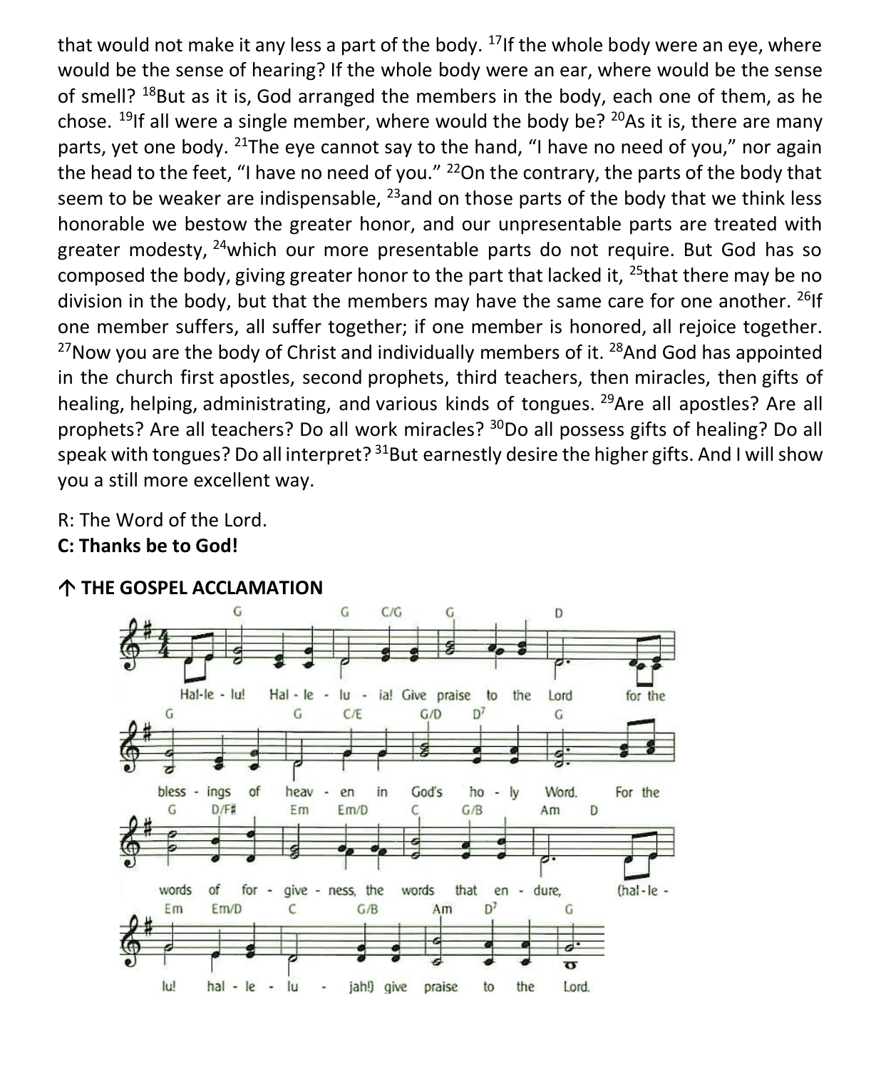that would not make it any less a part of the body. [17]If the whole body were an eye, where would be the sense of hearing? If the whole body were an ear, where would be the sense of smell? [18]But as it is, God arranged the members in the body, each one of them, as he chose. [19]If all were a single member, where would the body be? [20]As it is, there are many parts, yet one body. [21]The eye cannot say to the hand, "I have no need of you," nor again the head to the feet, "I have no need of you." [22]On the contrary, the parts of the body that seem to be weaker are indispensable, [23]and on those parts of the body that we think less honorable we bestow the greater honor, and our unpresentable parts are treated with greater modesty, [24]which our more presentable parts do not require. But God has so composed the body, giving greater honor to the part that lacked it, [25]that there may be no division in the body, but that the members may have the same care for one another. [26]If one member suffers, all suffer together; if one member is honored, all rejoice together. [27]Now you are the body of Christ and individually members of it. [28]And God has appointed in the church first apostles, second prophets, third teachers, then miracles, then gifts of healing, helping, administrating, and various kinds of tongues. [29]Are all apostles? Are all prophets? Are all teachers? Do all work miracles? [30]Do all possess gifts of healing? Do all speak with tongues? Do all interpret? [31]But earnestly desire the higher gifts. And I will show you a still more excellent way.

R: The Word of the Lord.
**C: Thanks be to God!**

## ↑ THE GOSPEL ACCLAMATION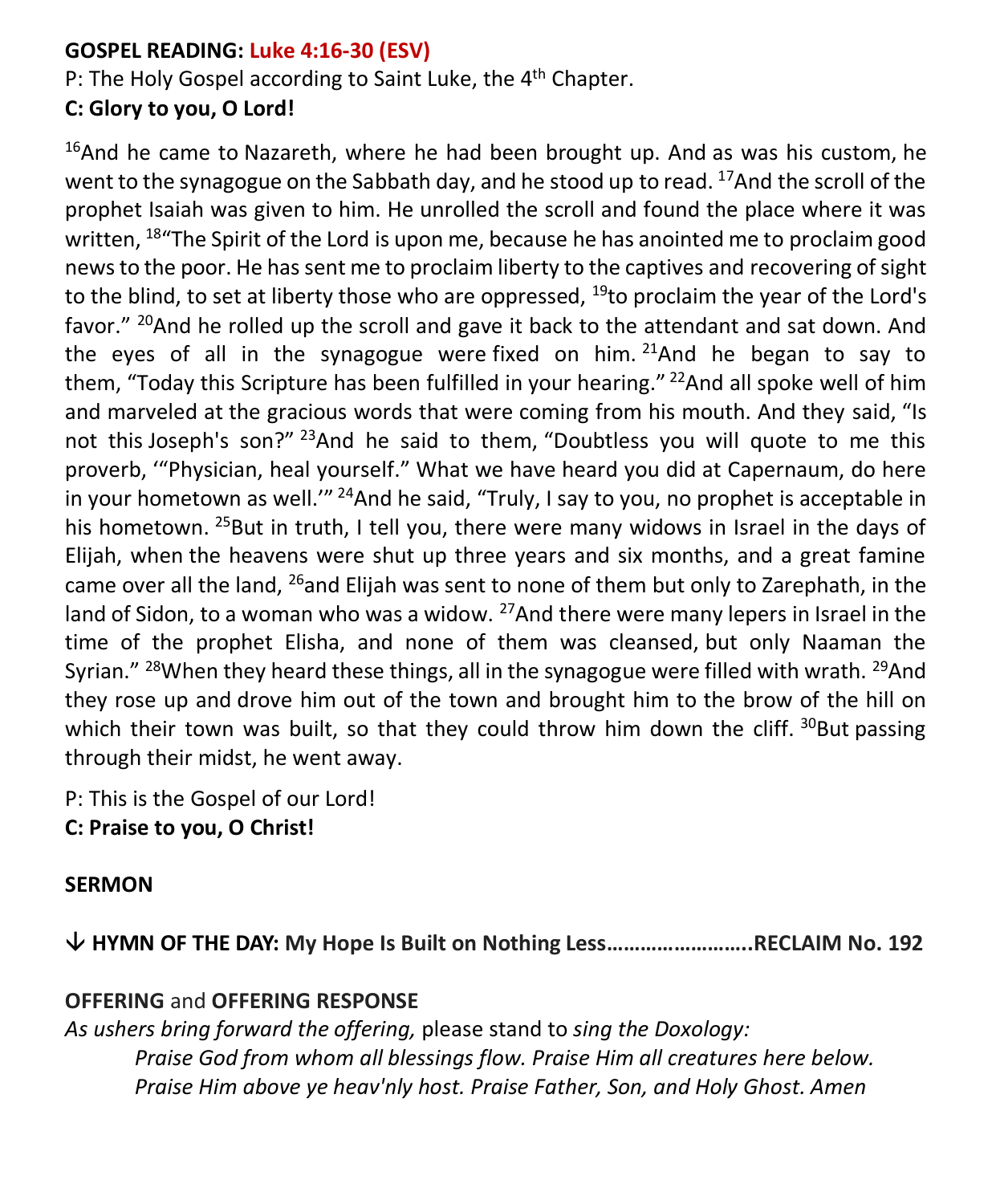**GOSPEL READING: Luke 4:16-30 (ESV)**

P: The Holy Gospel according to Saint Luke, the 4th Chapter.

**C: Glory to you, O Lord!**

16And he came to Nazareth, where he had been brought up. And as was his custom, he went to the synagogue on the Sabbath day, and he stood up to read. 17And the scroll of the prophet Isaiah was given to him. He unrolled the scroll and found the place where it was written, 18"The Spirit of the Lord is upon me, because he has anointed me to proclaim good news to the poor. He has sent me to proclaim liberty to the captives and recovering of sight to the blind, to set at liberty those who are oppressed, 19to proclaim the year of the Lord's favor." 20And he rolled up the scroll and gave it back to the attendant and sat down. And the eyes of all in the synagogue were fixed on him. 21And he began to say to them, "Today this Scripture has been fulfilled in your hearing." 22And all spoke well of him and marveled at the gracious words that were coming from his mouth. And they said, "Is not this Joseph's son?" 23And he said to them, "Doubtless you will quote to me this proverb, '"Physician, heal yourself." What we have heard you did at Capernaum, do here in your hometown as well.'" 24And he said, "Truly, I say to you, no prophet is acceptable in his hometown. 25But in truth, I tell you, there were many widows in Israel in the days of Elijah, when the heavens were shut up three years and six months, and a great famine came over all the land, 26and Elijah was sent to none of them but only to Zarephath, in the land of Sidon, to a woman who was a widow. 27And there were many lepers in Israel in the time of the prophet Elisha, and none of them was cleansed, but only Naaman the Syrian." 28When they heard these things, all in the synagogue were filled with wrath. 29And they rose up and drove him out of the town and brought him to the brow of the hill on which their town was built, so that they could throw him down the cliff. 30But passing through their midst, he went away.

P: This is the Gospel of our Lord!

**C: Praise to you, O Christ!**

**SERMON**

**↓ HYMN OF THE DAY: My Hope Is Built on Nothing Less……………………..RECLAIM No. 192**

**OFFERING** and **OFFERING RESPONSE**

*As ushers bring forward the offering,* please stand to *sing the Doxology:*

*Praise God from whom all blessings flow. Praise Him all creatures here below.*
*Praise Him above ye heav'nly host. Praise Father, Son, and Holy Ghost. Amen*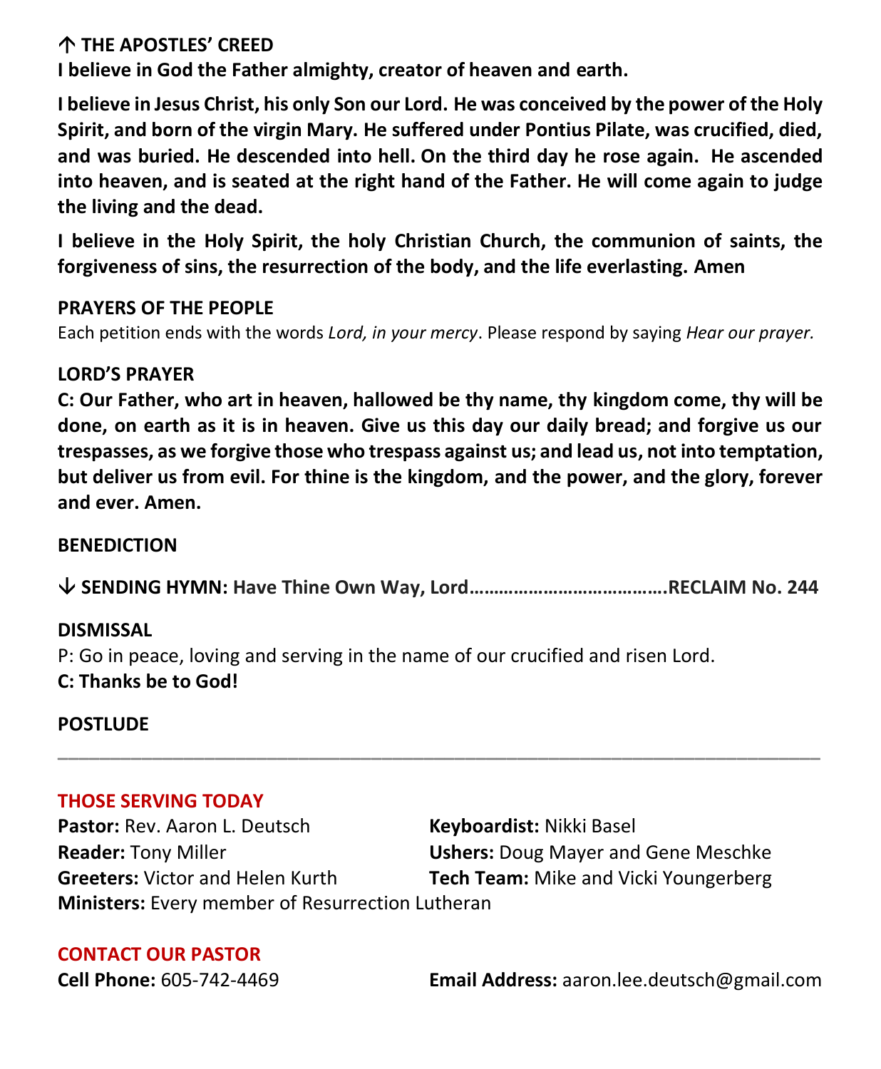**↑ THE APOSTLES' CREED**

**I believe in God the Father almighty, creator of heaven and earth.**

**I believe in Jesus Christ, his only Son our Lord. He was conceived by the power of the Holy Spirit, and born of the virgin Mary. He suffered under Pontius Pilate, was crucified, died, and was buried. He descended into hell. On the third day he rose again. He ascended into heaven, and is seated at the right hand of the Father. He will come again to judge the living and the dead.**

**I believe in the Holy Spirit, the holy Christian Church, the communion of saints, the forgiveness of sins, the resurrection of the body, and the life everlasting. Amen**

**PRAYERS OF THE PEOPLE**

Each petition ends with the words *Lord, in your mercy*. Please respond by saying *Hear our prayer.*

**LORD'S PRAYER**

**C: Our Father, who art in heaven, hallowed be thy name, thy kingdom come, thy will be done, on earth as it is in heaven. Give us this day our daily bread; and forgive us our trespasses, as we forgive those who trespass against us; and lead us, not into temptation, but deliver us from evil. For thine is the kingdom, and the power, and the glory, forever and ever. Amen.**

**BENEDICTION**

**↓ SENDING HYMN: Have Thine Own Way, Lord……………………………….RECLAIM No. 244**

**DISMISSAL**

P: Go in peace, loving and serving in the name of our crucified and risen Lord.

**C: Thanks be to God!**

**POSTLUDE**

---

**THOSE SERVING TODAY**

**Pastor:** Rev. Aaron L. Deutsch
**Keyboardist:** Nikki Basel
**Reader:** Tony Miller
**Ushers:** Doug Mayer and Gene Meschke
**Greeters:** Victor and Helen Kurth
**Tech Team:** Mike and Vicki Youngerberg
**Ministers:** Every member of Resurrection Lutheran

**CONTACT OUR PASTOR**

**Cell Phone:** 605-742-4469
**Email Address:** aaron.lee.deutsch@gmail.com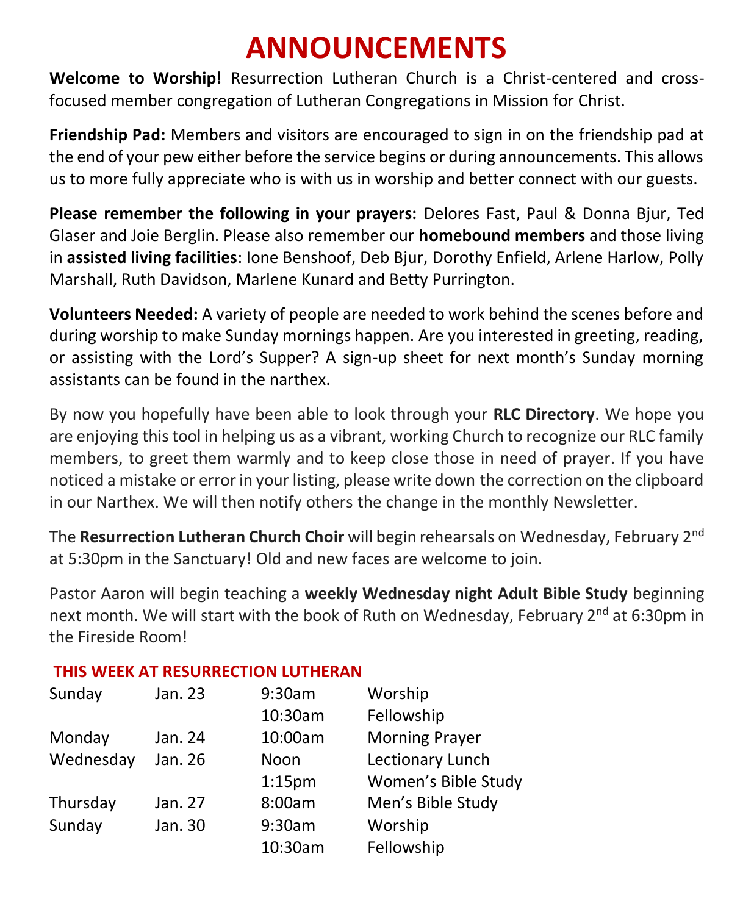# ANNOUNCEMENTS

**Welcome to Worship!** Resurrection Lutheran Church is a Christ-centered and cross-focused member congregation of Lutheran Congregations in Mission for Christ.

**Friendship Pad:** Members and visitors are encouraged to sign in on the friendship pad at the end of your pew either before the service begins or during announcements. This allows us to more fully appreciate who is with us in worship and better connect with our guests.

**Please remember the following in your prayers:** Delores Fast, Paul & Donna Bjur, Ted Glaser and Joie Berglin. Please also remember our **homebound members** and those living in **assisted living facilities**: Ione Benshoof, Deb Bjur, Dorothy Enfield, Arlene Harlow, Polly Marshall, Ruth Davidson, Marlene Kunard and Betty Purrington.

**Volunteers Needed:** A variety of people are needed to work behind the scenes before and during worship to make Sunday mornings happen. Are you interested in greeting, reading, or assisting with the Lord's Supper? A sign-up sheet for next month's Sunday morning assistants can be found in the narthex.

By now you hopefully have been able to look through your **RLC Directory**. We hope you are enjoying this tool in helping us as a vibrant, working Church to recognize our RLC family members, to greet them warmly and to keep close those in need of prayer. If you have noticed a mistake or error in your listing, please write down the correction on the clipboard in our Narthex. We will then notify others the change in the monthly Newsletter.

The **Resurrection Lutheran Church Choir** will begin rehearsals on Wednesday, February 2nd at 5:30pm in the Sanctuary! Old and new faces are welcome to join.

Pastor Aaron will begin teaching a **weekly Wednesday night Adult Bible Study** beginning next month. We will start with the book of Ruth on Wednesday, February 2nd at 6:30pm in the Fireside Room!

## THIS WEEK AT RESURRECTION LUTHERAN

| | | | |
|---|---|---|---|
| Sunday | Jan. 23 | 9:30am | Worship |
| | | 10:30am | Fellowship |
| Monday | Jan. 24 | 10:00am | Morning Prayer |
| Wednesday | Jan. 26 | Noon | Lectionary Lunch |
| | | 1:15pm | Women's Bible Study |
| Thursday | Jan. 27 | 8:00am | Men's Bible Study |
| Sunday | Jan. 30 | 9:30am | Worship |
| | | 10:30am | Fellowship |